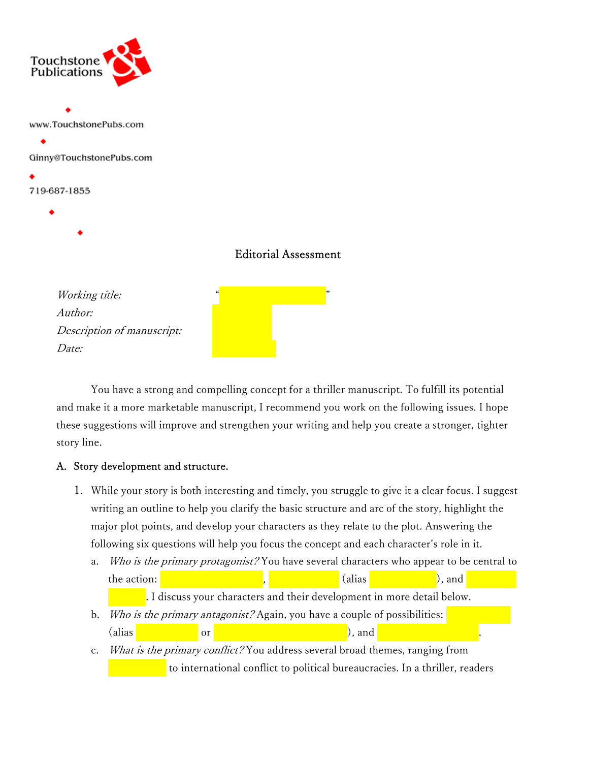Touchstone Publications

www.TouchstonePubs.com

Ginny@TouchstonePubs.com

719-687-1855

# Editorial Assessment

*Working title:* "                "
*Author:*
*Description of manuscript:*
*Date:*

You have a strong and compelling concept for a thriller manuscript. To fulfill its potential and make it a more marketable manuscript, I recommend you work on the following issues. I hope these suggestions will improve and strengthen your writing and help you create a stronger, tighter story line.

## A. Story development and structure.

1. While your story is both interesting and timely, you struggle to give it a clear focus. I suggest writing an outline to help you clarify the basic structure and arc of the story, highlight the major plot points, and develop your characters as they relate to the plot. Answering the following six questions will help you focus the concept and each character's role in it.
   a. *Who is the primary protagonist?* You have several characters who appear to be central to the action:            ,            (alias            ), and            . I discuss your characters and their development in more detail below.
   b. *Who is the primary antagonist?* Again, you have a couple of possibilities:            (alias            or            ), and            .
   c. *What is the primary conflict?* You address several broad themes, ranging from            to international conflict to political bureaucracies. In a thriller, readers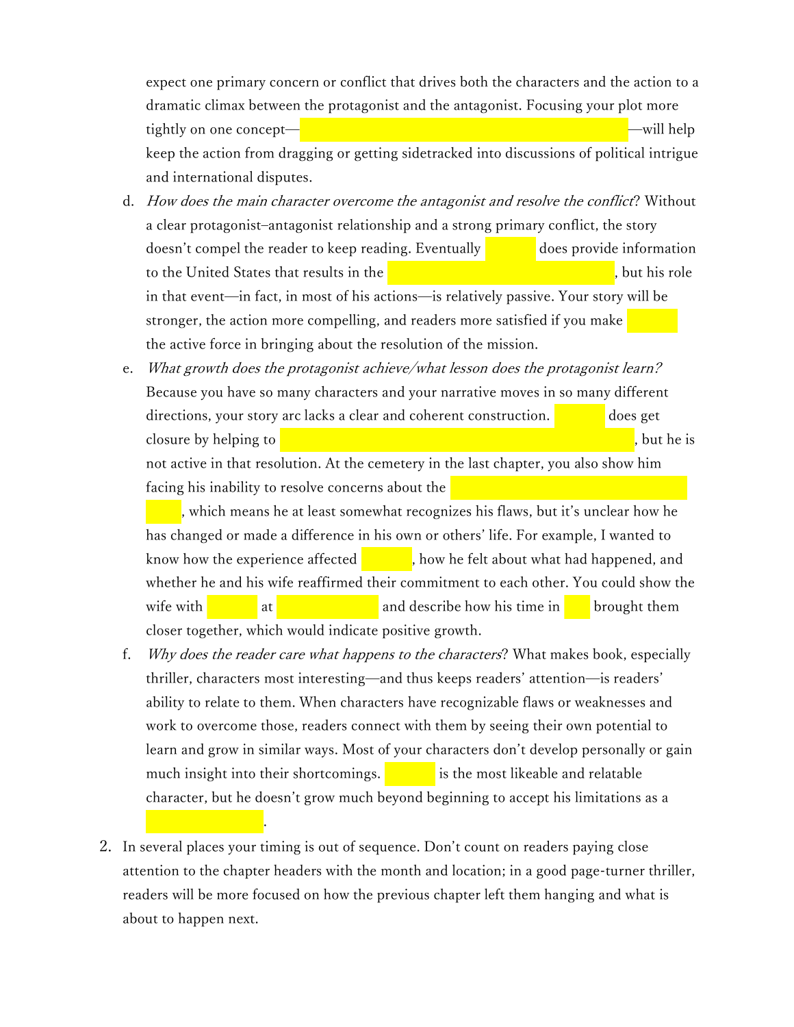expect one primary concern or conflict that drives both the characters and the action to a dramatic climax between the protagonist and the antagonist. Focusing your plot more tightly on one concept— —will help keep the action from dragging or getting sidetracked into discussions of political intrigue and international disputes.

d. *How does the main character overcome the antagonist and resolve the conflict*? Without a clear protagonist–antagonist relationship and a strong primary conflict, the story doesn't compel the reader to keep reading. Eventually does provide information to the United States that results in the , but his role in that event—in fact, in most of his actions—is relatively passive. Your story will be stronger, the action more compelling, and readers more satisfied if you make the active force in bringing about the resolution of the mission.

e. *What growth does the protagonist achieve/what lesson does the protagonist learn?* Because you have so many characters and your narrative moves in so many different directions, your story arc lacks a clear and coherent construction. does get closure by helping to , but he is not active in that resolution. At the cemetery in the last chapter, you also show him facing his inability to resolve concerns about the , which means he at least somewhat recognizes his flaws, but it's unclear how he has changed or made a difference in his own or others' life. For example, I wanted to know how the experience affected , how he felt about what had happened, and whether he and his wife reaffirmed their commitment to each other. You could show the wife with at and describe how his time in brought them closer together, which would indicate positive growth.

f. *Why does the reader care what happens to the characters*? What makes book, especially thriller, characters most interesting—and thus keeps readers' attention—is readers' ability to relate to them. When characters have recognizable flaws or weaknesses and work to overcome those, readers connect with them by seeing their own potential to learn and grow in similar ways. Most of your characters don't develop personally or gain much insight into their shortcomings. is the most likeable and relatable character, but he doesn't grow much beyond beginning to accept his limitations as a .

2. In several places your timing is out of sequence. Don't count on readers paying close attention to the chapter headers with the month and location; in a good page-turner thriller, readers will be more focused on how the previous chapter left them hanging and what is about to happen next.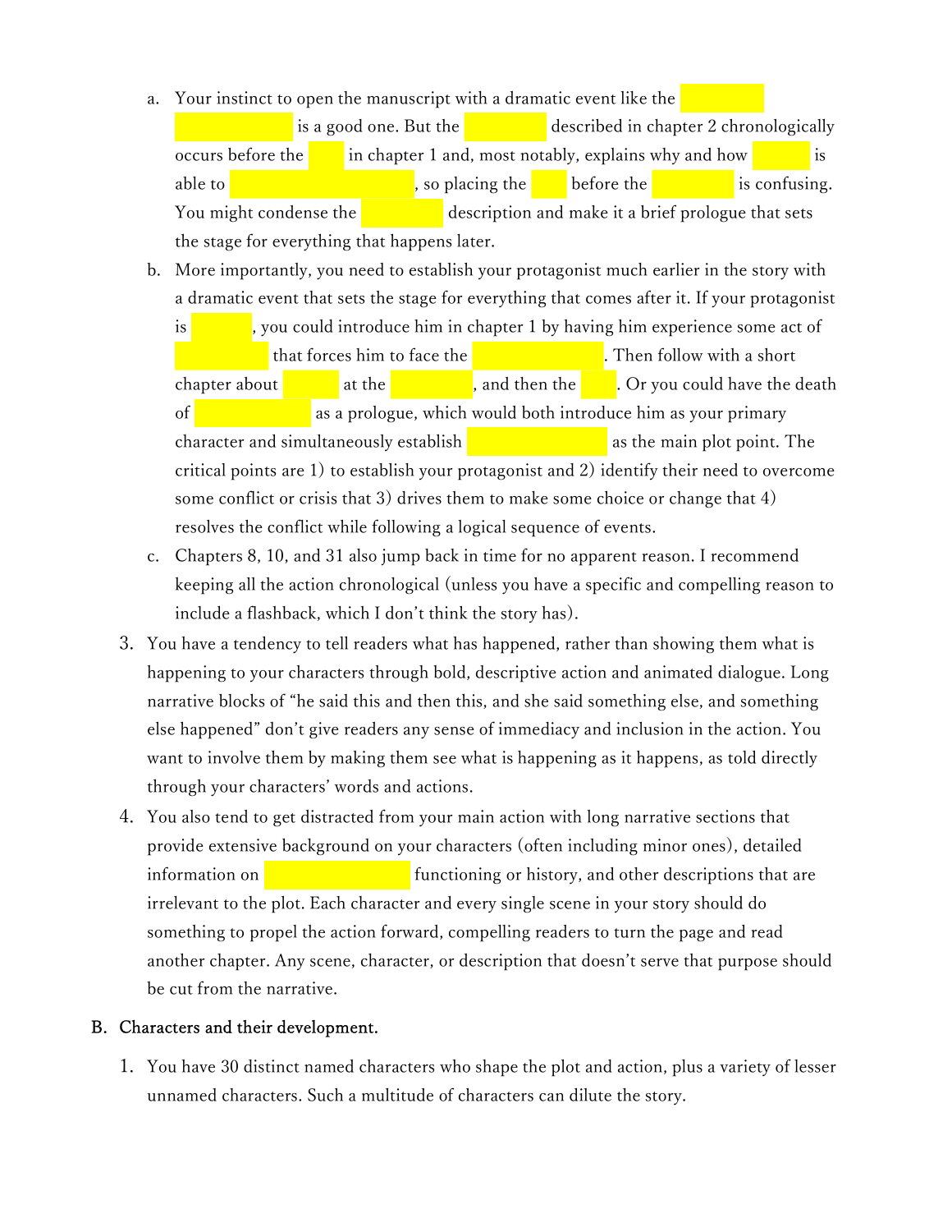a. Your instinct to open the manuscript with a dramatic event like the [redacted] is a good one. But the [redacted] described in chapter 2 chronologically occurs before the [redacted] in chapter 1 and, most notably, explains why and how [redacted] is able to [redacted], so placing the [redacted] before the [redacted] is confusing. You might condense the [redacted] description and make it a brief prologue that sets the stage for everything that happens later.

b. More importantly, you need to establish your protagonist much earlier in the story with a dramatic event that sets the stage for everything that comes after it. If your protagonist is [redacted], you could introduce him in chapter 1 by having him experience some act of [redacted] that forces him to face the [redacted]. Then follow with a short chapter about [redacted] at the [redacted], and then the [redacted]. Or you could have the death of [redacted] as a prologue, which would both introduce him as your primary character and simultaneously establish [redacted] as the main plot point. The critical points are 1) to establish your protagonist and 2) identify their need to overcome some conflict or crisis that 3) drives them to make some choice or change that 4) resolves the conflict while following a logical sequence of events.

c. Chapters 8, 10, and 31 also jump back in time for no apparent reason. I recommend keeping all the action chronological (unless you have a specific and compelling reason to include a flashback, which I don't think the story has).

3. You have a tendency to tell readers what has happened, rather than showing them what is happening to your characters through bold, descriptive action and animated dialogue. Long narrative blocks of "he said this and then this, and she said something else, and something else happened" don't give readers any sense of immediacy and inclusion in the action. You want to involve them by making them see what is happening as it happens, as told directly through your characters' words and actions.

4. You also tend to get distracted from your main action with long narrative sections that provide extensive background on your characters (often including minor ones), detailed information on [redacted] functioning or history, and other descriptions that are irrelevant to the plot. Each character and every single scene in your story should do something to propel the action forward, compelling readers to turn the page and read another chapter. Any scene, character, or description that doesn't serve that purpose should be cut from the narrative.

## B. Characters and their development.

1. You have 30 distinct named characters who shape the plot and action, plus a variety of lesser unnamed characters. Such a multitude of characters can dilute the story.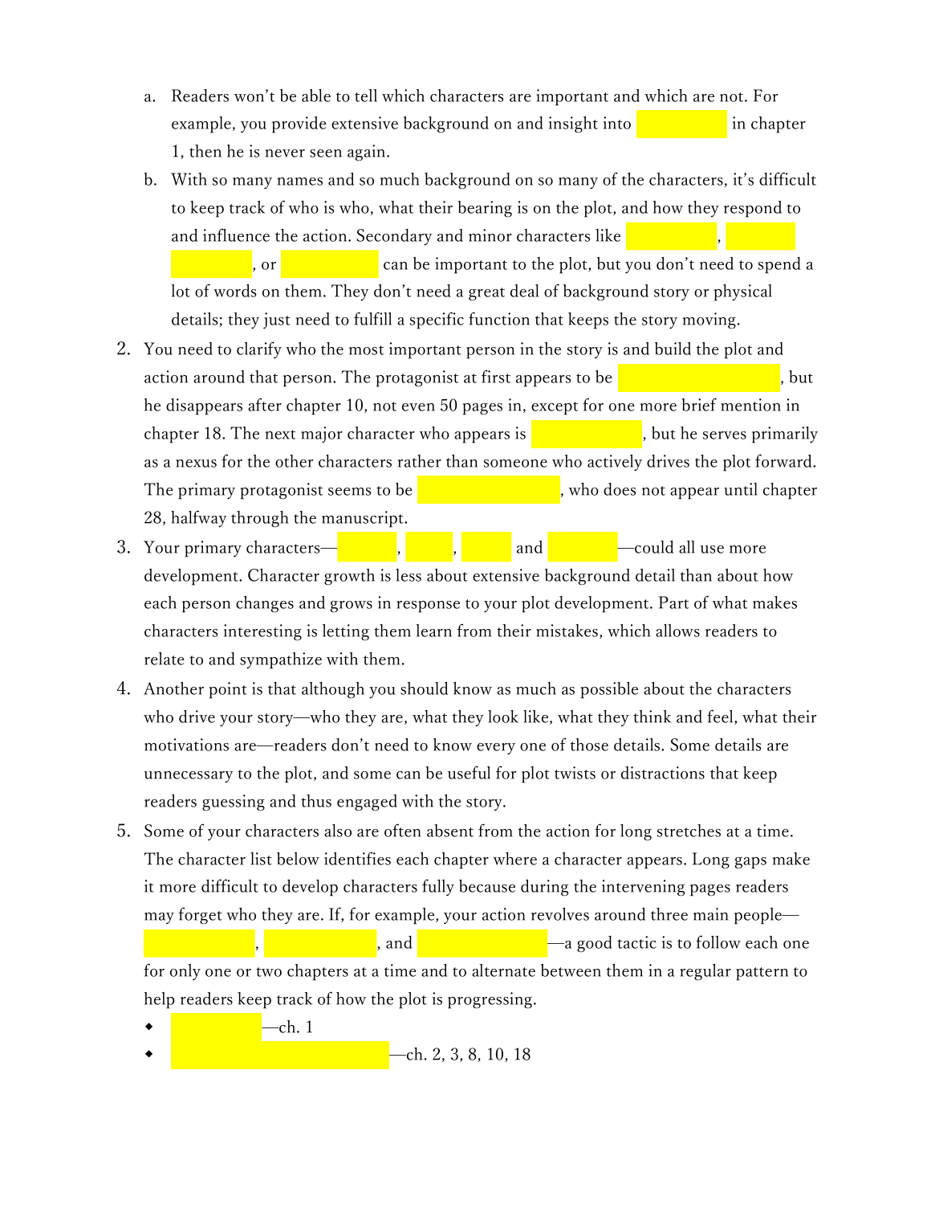a. Readers won't be able to tell which characters are important and which are not. For example, you provide extensive background on and insight into  in chapter 1, then he is never seen again.

b. With so many names and so much background on so many of the characters, it's difficult to keep track of who is who, what their bearing is on the plot, and how they respond to and influence the action. Secondary and minor characters like , , , or  can be important to the plot, but you don't need to spend a lot of words on them. They don't need a great deal of background story or physical details; they just need to fulfill a specific function that keeps the story moving.

2. You need to clarify who the most important person in the story is and build the plot and action around that person. The protagonist at first appears to be , but he disappears after chapter 10, not even 50 pages in, except for one more brief mention in chapter 18. The next major character who appears is , but he serves primarily as a nexus for the other characters rather than someone who actively drives the plot forward. The primary protagonist seems to be , who does not appear until chapter 28, halfway through the manuscript.

3. Your primary characters—, ,  and —could all use more development. Character growth is less about extensive background detail than about how each person changes and grows in response to your plot development. Part of what makes characters interesting is letting them learn from their mistakes, which allows readers to relate to and sympathize with them.

4. Another point is that although you should know as much as possible about the characters who drive your story—who they are, what they look like, what they think and feel, what their motivations are—readers don't need to know every one of those details. Some details are unnecessary to the plot, and some can be useful for plot twists or distractions that keep readers guessing and thus engaged with the story.

5. Some of your characters also are often absent from the action for long stretches at a time. The character list below identifies each chapter where a character appears. Long gaps make it more difficult to develop characters fully because during the intervening pages readers may forget who they are. If, for example, your action revolves around three main people— , , and —a good tactic is to follow each one for only one or two chapters at a time and to alternate between them in a regular pattern to help readers keep track of how the plot is progressing.

- —ch. 1
- —ch. 2, 3, 8, 10, 18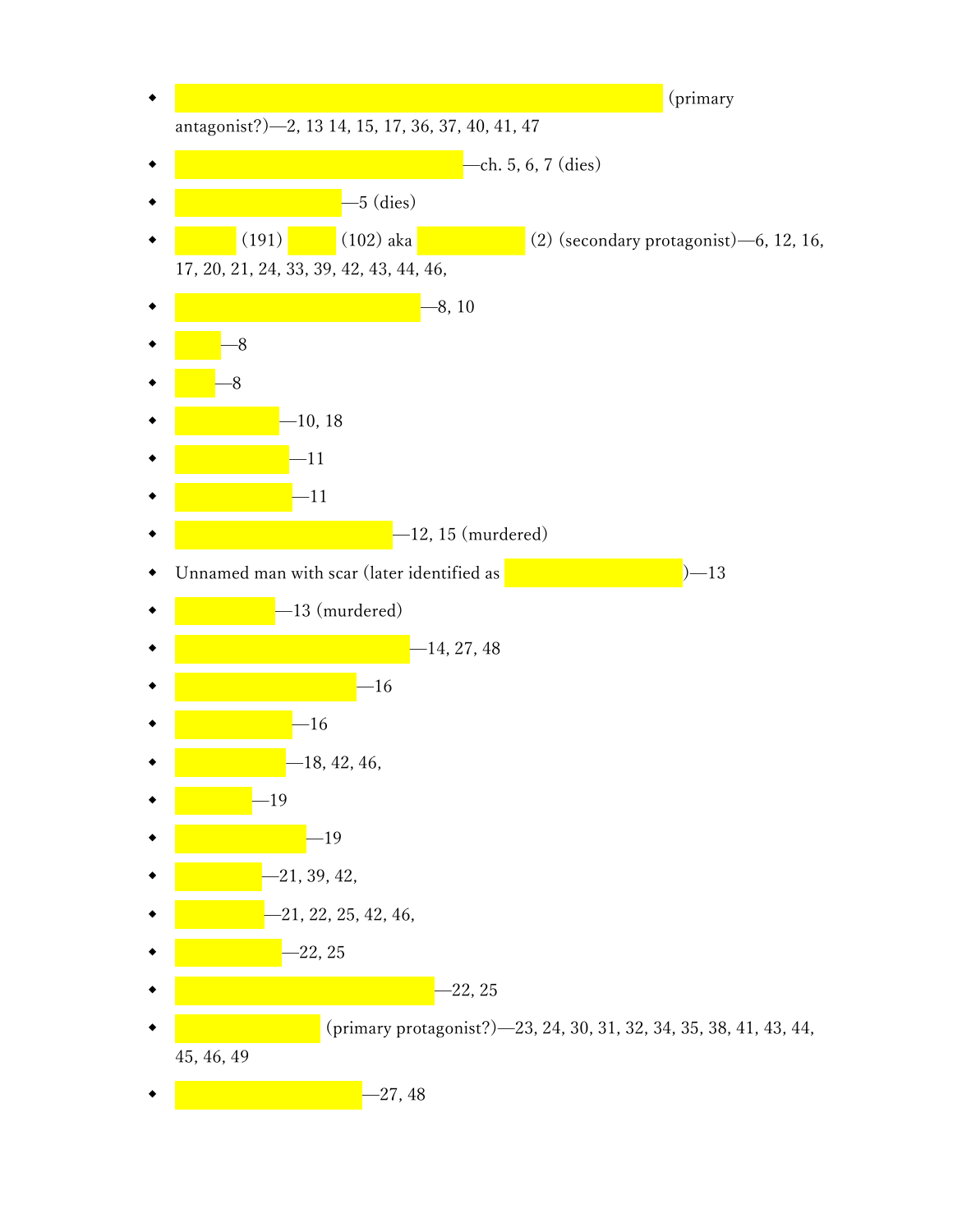- (primary antagonist?)—2, 13 14, 15, 17, 36, 37, 40, 41, 47
- —ch. 5, 6, 7 (dies)
- —5 (dies)
- (191) (102) aka (2) (secondary protagonist)—6, 12, 16, 17, 20, 21, 24, 33, 39, 42, 43, 44, 46,
- —8, 10
- —8
- —8
- —10, 18
- —11
- —11
- —12, 15 (murdered)
- Unnamed man with scar (later identified as )—13
- —13 (murdered)
- —14, 27, 48
- —16
- —16
- —18, 42, 46,
- —19
- —19
- —21, 39, 42,
- —21, 22, 25, 42, 46,
- —22, 25
- —22, 25
- (primary protagonist?)—23, 24, 30, 31, 32, 34, 35, 38, 41, 43, 44, 45, 46, 49
- —27, 48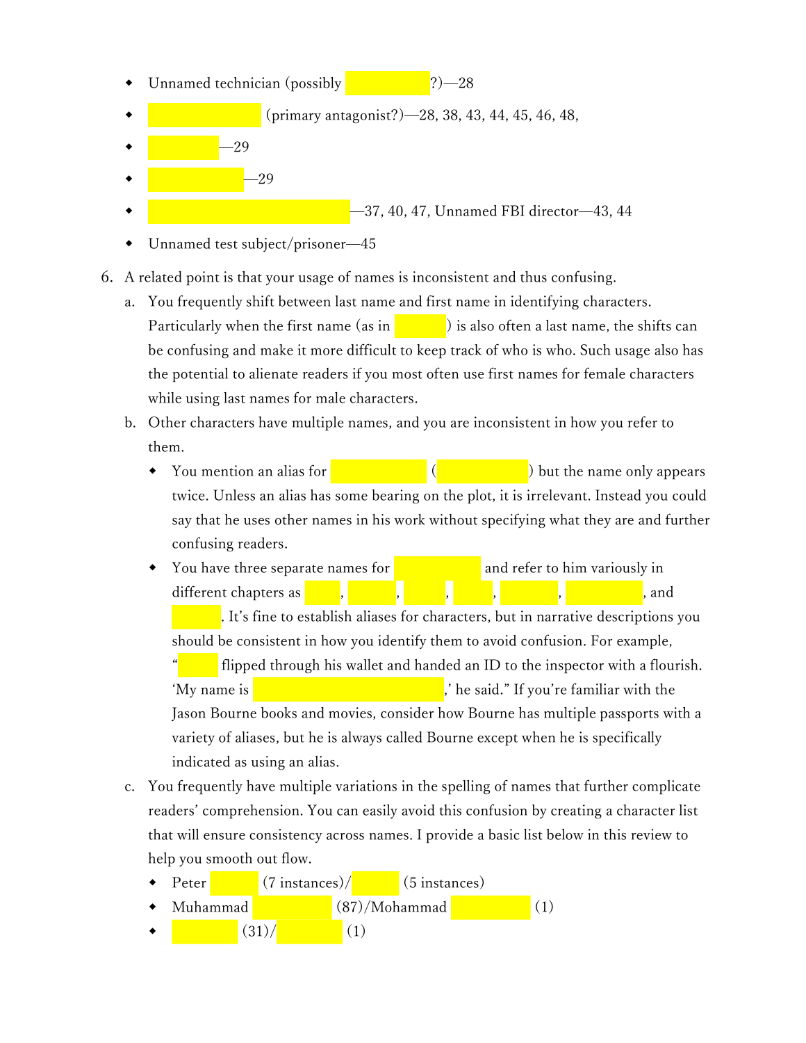- Unnamed technician (possibly ?)—28
- (primary antagonist?)—28, 38, 43, 44, 45, 46, 48,
- —29
- —29
- —37, 40, 47, Unnamed FBI director—43, 44
- Unnamed test subject/prisoner—45

6. A related point is that your usage of names is inconsistent and thus confusing.
   a. You frequently shift between last name and first name in identifying characters. Particularly when the first name (as in ) is also often a last name, the shifts can be confusing and make it more difficult to keep track of who is who. Such usage also has the potential to alienate readers if you most often use first names for female characters while using last names for male characters.
   b. Other characters have multiple names, and you are inconsistent in how you refer to them.
      - You mention an alias for ( ) but the name only appears twice. Unless an alias has some bearing on the plot, it is irrelevant. Instead you could say that he uses other names in his work without specifying what they are and further confusing readers.
      - You have three separate names for and refer to him variously in different chapters as , , , , , , and . It's fine to establish aliases for characters, but in narrative descriptions you should be consistent in how you identify them to avoid confusion. For example, " flipped through his wallet and handed an ID to the inspector with a flourish. 'My name is ,' he said." If you're familiar with the Jason Bourne books and movies, consider how Bourne has multiple passports with a variety of aliases, but he is always called Bourne except when he is specifically indicated as using an alias.
   c. You frequently have multiple variations in the spelling of names that further complicate readers' comprehension. You can easily avoid this confusion by creating a character list that will ensure consistency across names. I provide a basic list below in this review to help you smooth out flow.
      - Peter (7 instances)/ (5 instances)
      - Muhammad (87)/Mohammad (1)
      - (31)/ (1)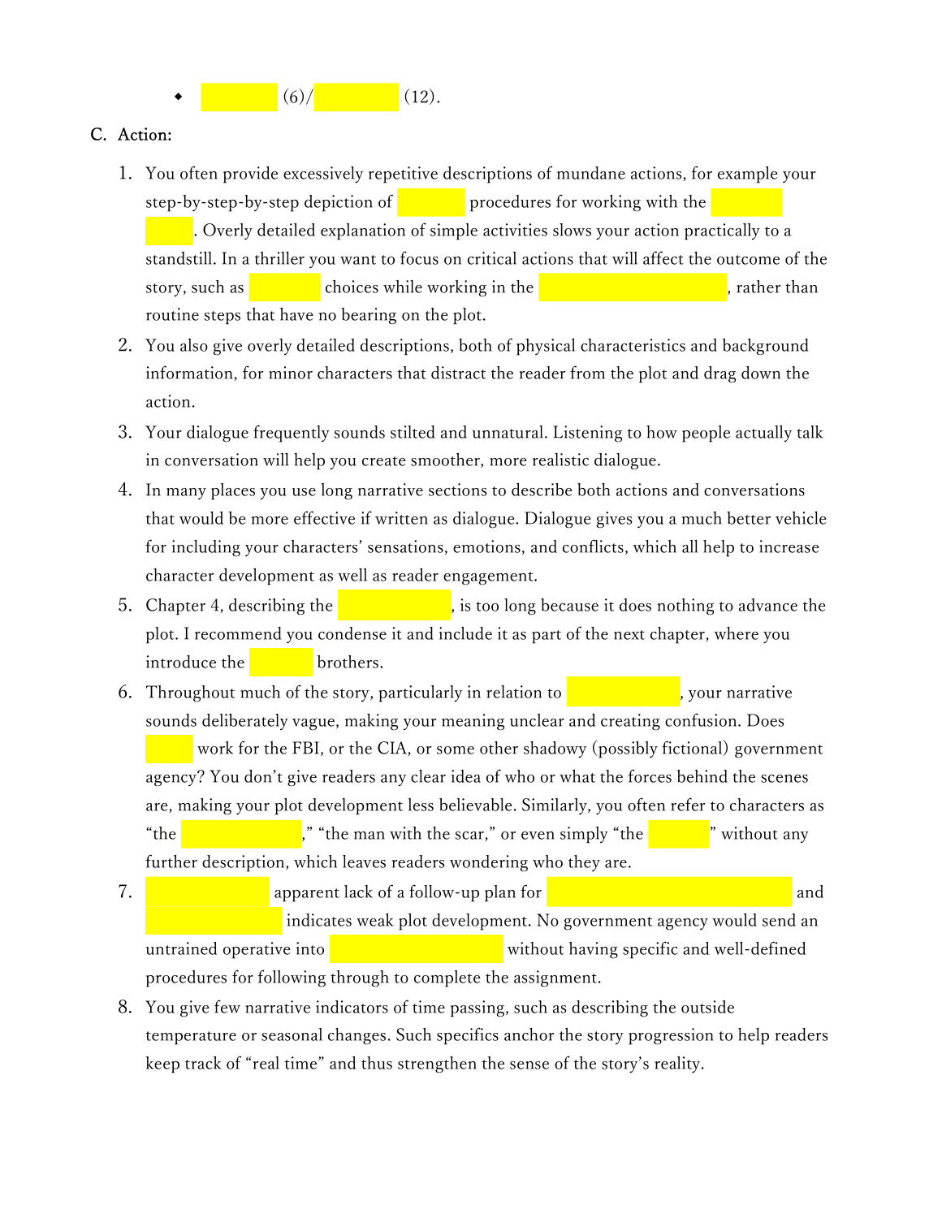- ____ (6)/ ____ (12).

C. Action:

1. You often provide excessively repetitive descriptions of mundane actions, for example your step-by-step-by-step depiction of ____ procedures for working with the ____. Overly detailed explanation of simple activities slows your action practically to a standstill. In a thriller you want to focus on critical actions that will affect the outcome of the story, such as ____ choices while working in the ____, rather than routine steps that have no bearing on the plot.
2. You also give overly detailed descriptions, both of physical characteristics and background information, for minor characters that distract the reader from the plot and drag down the action.
3. Your dialogue frequently sounds stilted and unnatural. Listening to how people actually talk in conversation will help you create smoother, more realistic dialogue.
4. In many places you use long narrative sections to describe both actions and conversations that would be more effective if written as dialogue. Dialogue gives you a much better vehicle for including your characters' sensations, emotions, and conflicts, which all help to increase character development as well as reader engagement.
5. Chapter 4, describing the ____, is too long because it does nothing to advance the plot. I recommend you condense it and include it as part of the next chapter, where you introduce the ____ brothers.
6. Throughout much of the story, particularly in relation to ____, your narrative sounds deliberately vague, making your meaning unclear and creating confusion. Does ____ work for the FBI, or the CIA, or some other shadowy (possibly fictional) government agency? You don't give readers any clear idea of who or what the forces behind the scenes are, making your plot development less believable. Similarly, you often refer to characters as "the ____," "the man with the scar," or even simply "the ____" without any further description, which leaves readers wondering who they are.
7. ____ apparent lack of a follow-up plan for ____ and ____ indicates weak plot development. No government agency would send an untrained operative into ____ without having specific and well-defined procedures for following through to complete the assignment.
8. You give few narrative indicators of time passing, such as describing the outside temperature or seasonal changes. Such specifics anchor the story progression to help readers keep track of "real time" and thus strengthen the sense of the story's reality.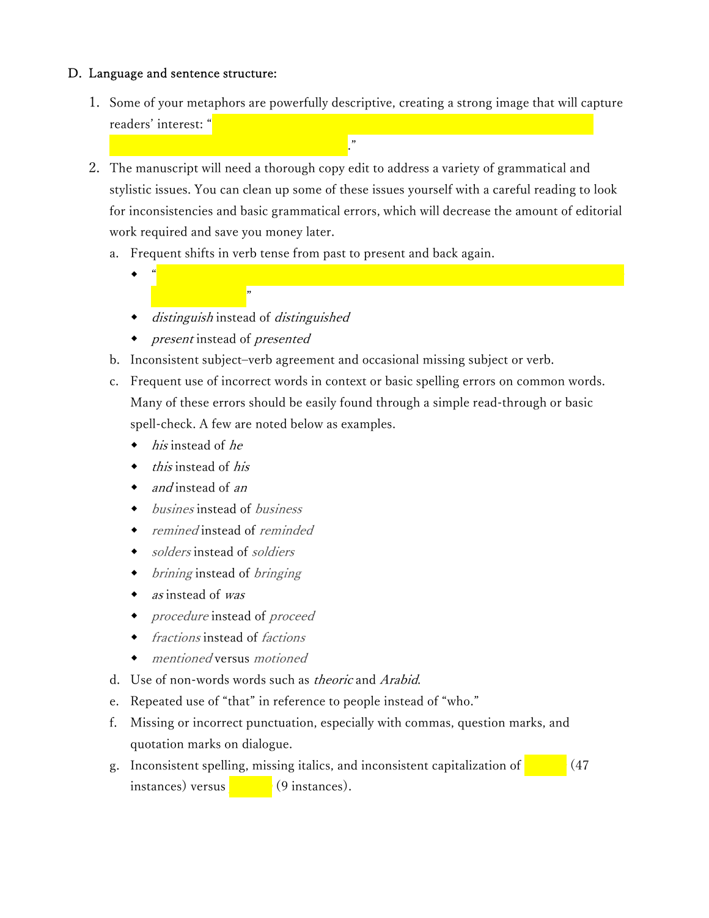D. Language and sentence structure:

1. Some of your metaphors are powerfully descriptive, creating a strong image that will capture readers' interest: "."
2. The manuscript will need a thorough copy edit to address a variety of grammatical and stylistic issues. You can clean up some of these issues yourself with a careful reading to look for inconsistencies and basic grammatical errors, which will decrease the amount of editorial work required and save you money later.
   a. Frequent shifts in verb tense from past to present and back again.
      - ""
      - *distinguish* instead of *distinguished*
      - *present* instead of *presented*

   b. Inconsistent subject–verb agreement and occasional missing subject or verb.

   c. Frequent use of incorrect words in context or basic spelling errors on common words. Many of these errors should be easily found through a simple read-through or basic spell-check. A few are noted below as examples.
      - *his* instead of *he*
      - *this* instead of *his*
      - *and* instead of *an*
      - *busines* instead of *business*
      - *remined* instead of *reminded*
      - *solders* instead of *soldiers*
      - *brining* instead of *bringing*
      - *as* instead of *was*
      - *procedure* instead of *proceed*
      - *fractions* instead of *factions*
      - *mentioned* versus *motioned*

   d. Use of non-words words such as *theoric* and *Arabid*.

   e. Repeated use of "that" in reference to people instead of "who."

   f. Missing or incorrect punctuation, especially with commas, question marks, and quotation marks on dialogue.

   g. Inconsistent spelling, missing italics, and inconsistent capitalization of (47 instances) versus (9 instances).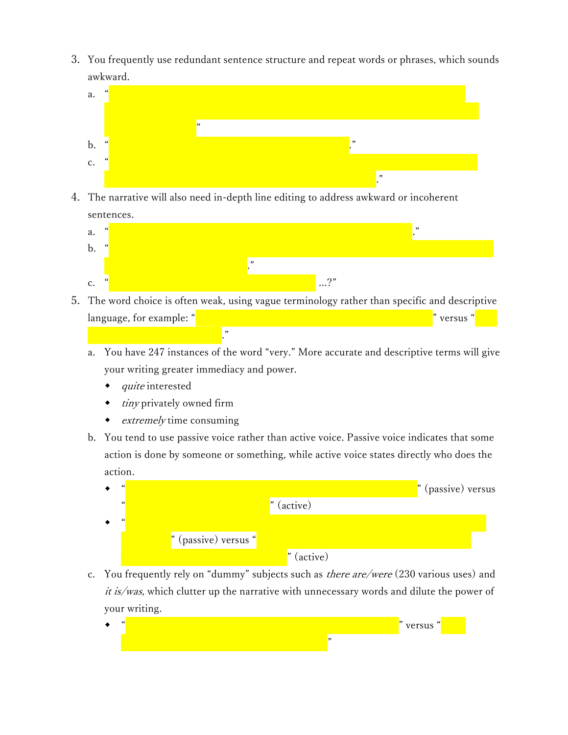3. You frequently use redundant sentence structure and repeat words or phrases, which sounds awkward.
   a. " "
   b. " ."
   c. " ."
4. The narrative will also need in-depth line editing to address awkward or incoherent sentences.
   a. " ."
   b. " ."
   c. " ...?"
5. The word choice is often weak, using vague terminology rather than specific and descriptive language, for example: " " versus " ."
   a. You have 247 instances of the word "very." More accurate and descriptive terms will give your writing greater immediacy and power.
      - *quite* interested
      - *tiny* privately owned firm
      - *extremely* time consuming
   b. You tend to use passive voice rather than active voice. Passive voice indicates that some action is done by someone or something, while active voice states directly who does the action.
      - " " (passive) versus " " (active)
      - " " (passive) versus " " (active)
   c. You frequently rely on "dummy" subjects such as *there are/were* (230 various uses) and *it is/was*, which clutter up the narrative with unnecessary words and dilute the power of your writing.
      - " " versus " "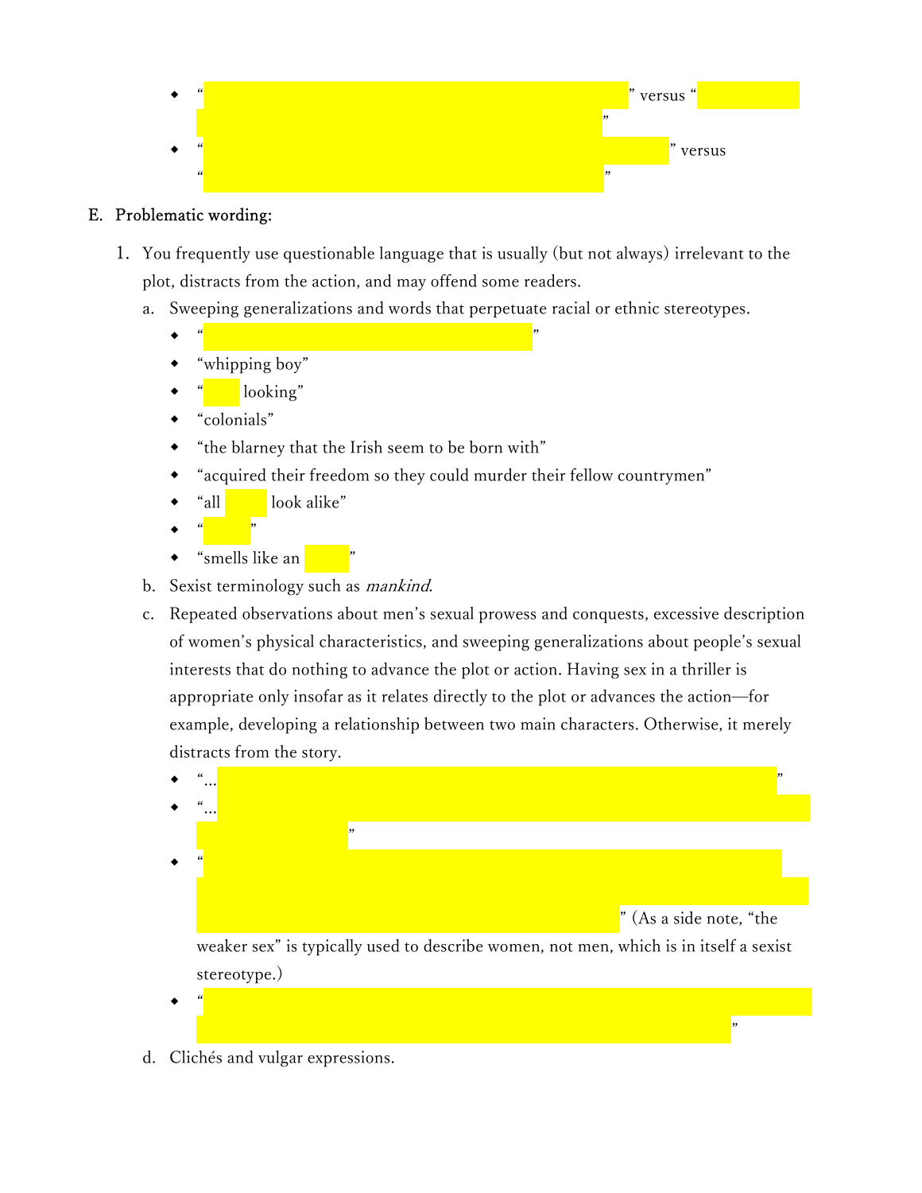- “ ” versus “ ”
- “ ” versus “ ”

E. Problematic wording:

1. You frequently use questionable language that is usually (but not always) irrelevant to the plot, distracts from the action, and may offend some readers.
   a. Sweeping generalizations and words that perpetuate racial or ethnic stereotypes.
      - “ ”
      - “whipping boy”
      - “ looking”
      - “colonials”
      - “the blarney that the Irish seem to be born with”
      - “acquired their freedom so they could murder their fellow countrymen”
      - “all look alike”
      - “ ”
      - “smells like an ”
   b. Sexist terminology such as *mankind*.
   c. Repeated observations about men’s sexual prowess and conquests, excessive description of women’s physical characteristics, and sweeping generalizations about people’s sexual interests that do nothing to advance the plot or action. Having sex in a thriller is appropriate only insofar as it relates directly to the plot or advances the action—for example, developing a relationship between two main characters. Otherwise, it merely distracts from the story.
      - “… ”
      - “… ”
      - “ ” (As a side note, “the weaker sex” is typically used to describe women, not men, which is in itself a sexist stereotype.)
      - “ ”
   d. Clichés and vulgar expressions.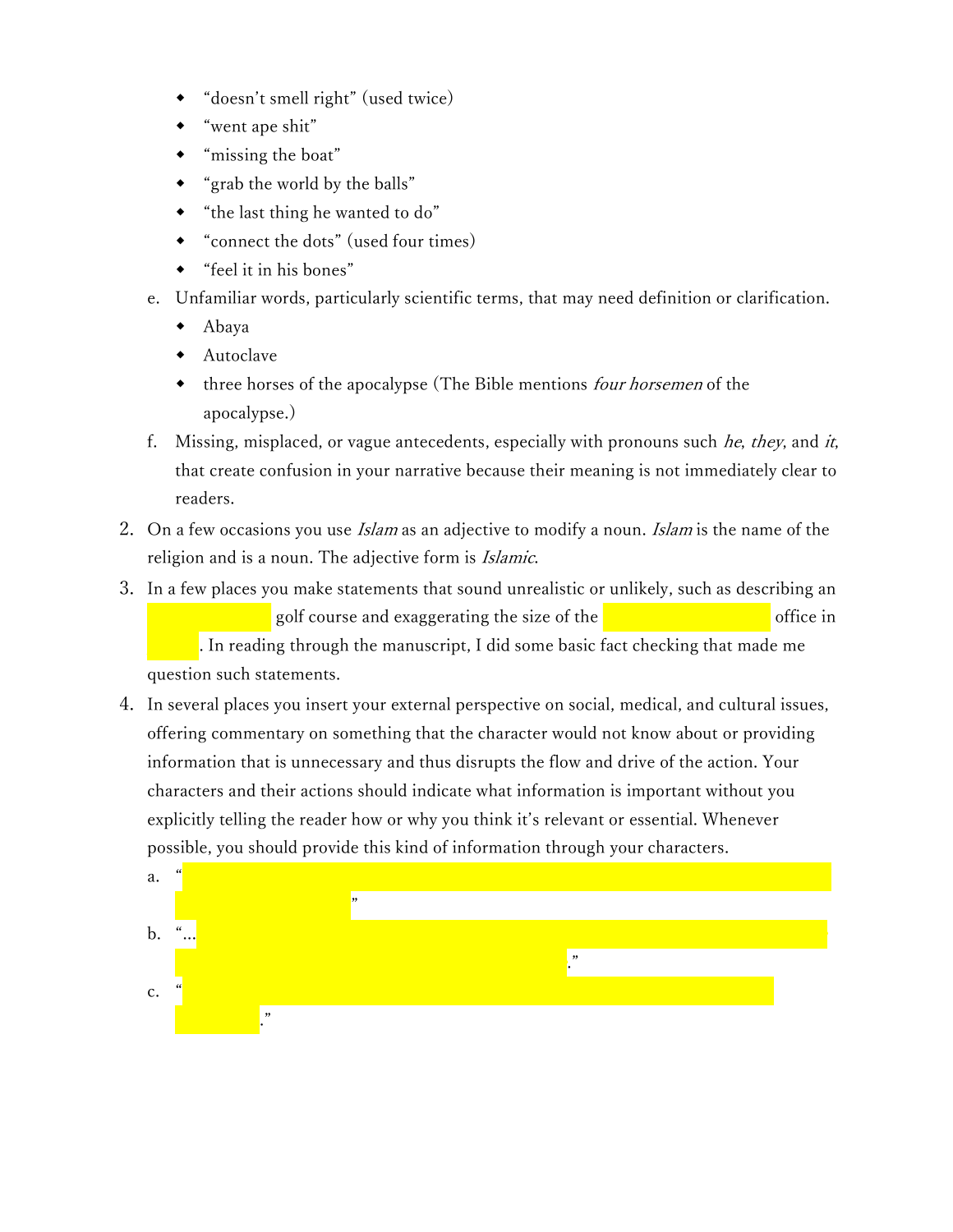- "doesn't smell right" (used twice)
- "went ape shit"
- "missing the boat"
- "grab the world by the balls"
- "the last thing he wanted to do"
- "connect the dots" (used four times)
- "feel it in his bones"

e. Unfamiliar words, particularly scientific terms, that may need definition or clarification.
   - Abaya
   - Autoclave
   - three horses of the apocalypse (The Bible mentions *four horsemen* of the apocalypse.)

f. Missing, misplaced, or vague antecedents, especially with pronouns such *he*, *they*, and *it*, that create confusion in your narrative because their meaning is not immediately clear to readers.

2. On a few occasions you use *Islam* as an adjective to modify a noun. *Islam* is the name of the religion and is a noun. The adjective form is *Islamic*.

3. In a few places you make statements that sound unrealistic or unlikely, such as describing an golf course and exaggerating the size of the office in . In reading through the manuscript, I did some basic fact checking that made me question such statements.

4. In several places you insert your external perspective on social, medical, and cultural issues, offering commentary on something that the character would not know about or providing information that is unnecessary and thus disrupts the flow and drive of the action. Your characters and their actions should indicate what information is important without you explicitly telling the reader how or why you think it's relevant or essential. Whenever possible, you should provide this kind of information through your characters.

   a. " "
   b. "… ."
   c. " ."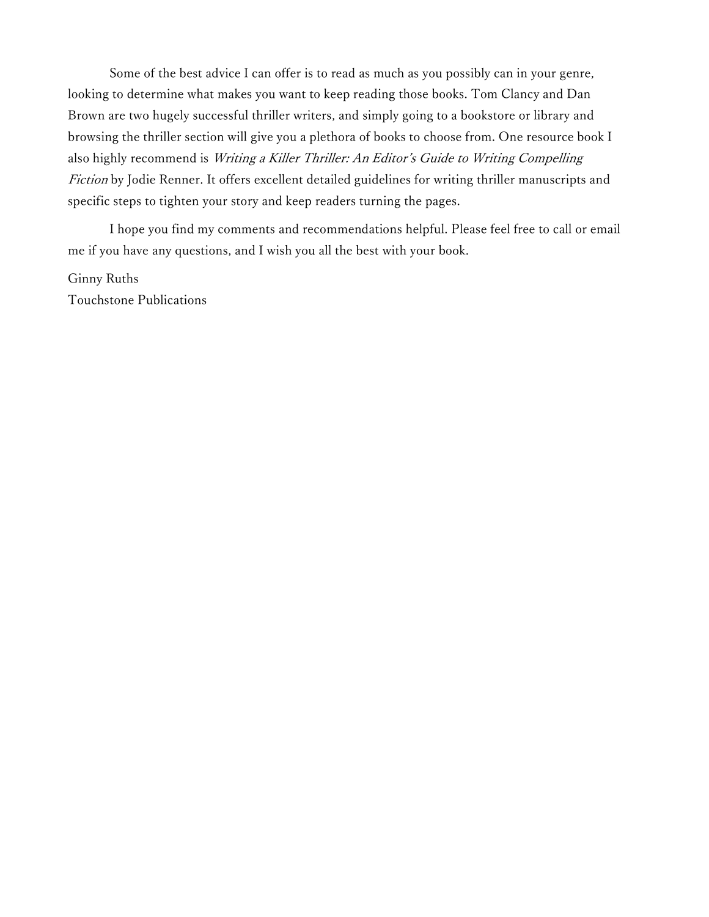Some of the best advice I can offer is to read as much as you possibly can in your genre, looking to determine what makes you want to keep reading those books. Tom Clancy and Dan Brown are two hugely successful thriller writers, and simply going to a bookstore or library and browsing the thriller section will give you a plethora of books to choose from. One resource book I also highly recommend is *Writing a Killer Thriller: An Editor's Guide to Writing Compelling Fiction* by Jodie Renner. It offers excellent detailed guidelines for writing thriller manuscripts and specific steps to tighten your story and keep readers turning the pages.

I hope you find my comments and recommendations helpful. Please feel free to call or email me if you have any questions, and I wish you all the best with your book.

Ginny Ruths
Touchstone Publications